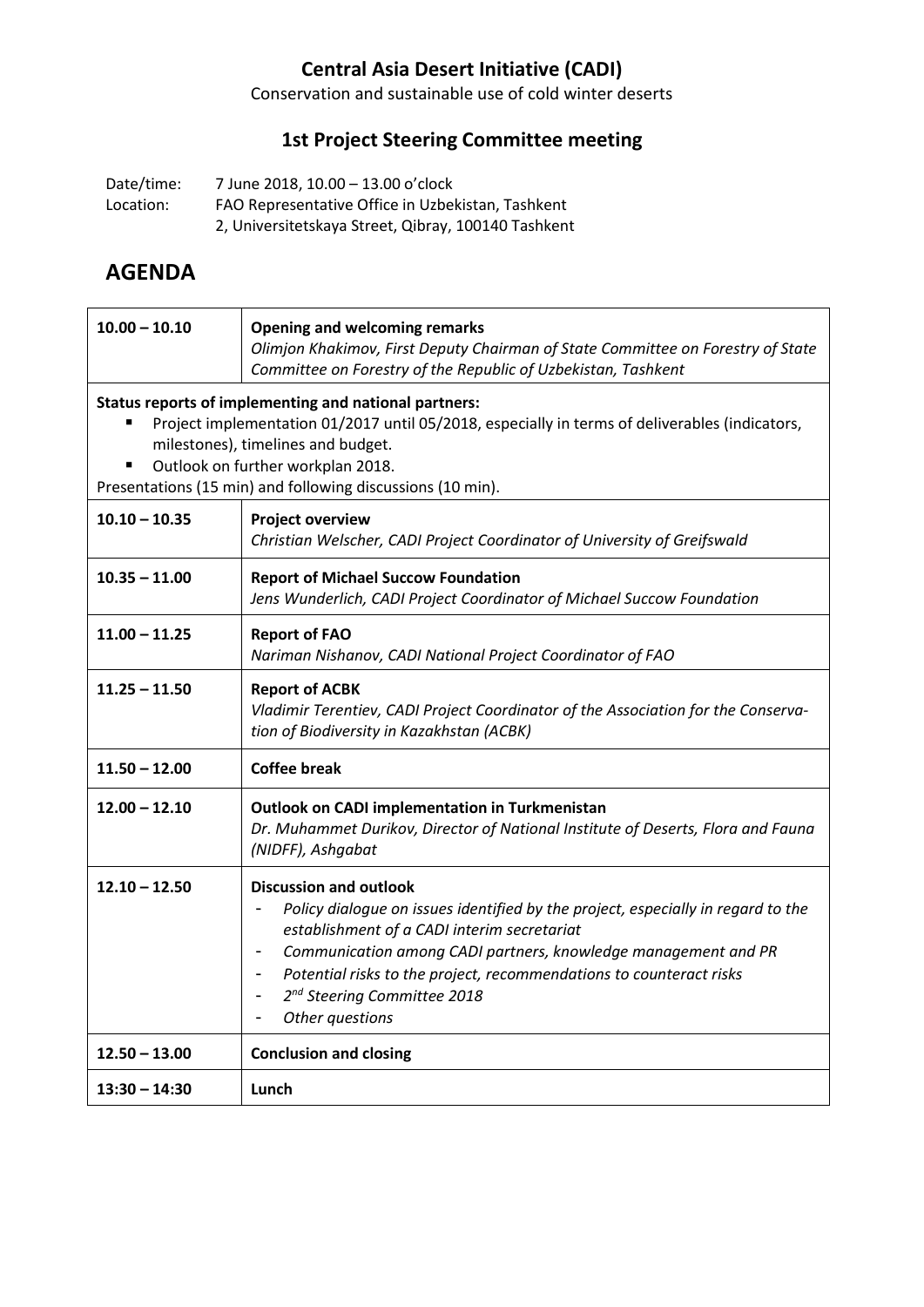# Central Asia Desert Initiative (CADI)

Conservation and sustainable use of cold winter deserts

## 1st Project Steering Committee meeting

Date/time: 7 June 2018, 10.00 – 13.00 o'clock
Location: FAO Representative Office in Uzbekistan, Tashkent
2, Universitetskaya Street, Qibray, 100140 Tashkent

## AGENDA

| | |
|---|---|
| **10.00 – 10.10** | **Opening and welcoming remarks**<br>*Olimjon Khakimov, First Deputy Chairman of State Committee on Forestry of State Committee on Forestry of the Republic of Uzbekistan, Tashkent* |
| **Status reports of implementing and national partners:**<br>▪ Project implementation 01/2017 until 05/2018, especially in terms of deliverables (indicators, milestones), timelines and budget.<br>▪ Outlook on further workplan 2018.<br>Presentations (15 min) and following discussions (10 min). | |
| **10.10 – 10.35** | **Project overview**<br>*Christian Welscher, CADI Project Coordinator of University of Greifswald* |
| **10.35 – 11.00** | **Report of Michael Succow Foundation**<br>*Jens Wunderlich, CADI Project Coordinator of Michael Succow Foundation* |
| **11.00 – 11.25** | **Report of FAO**<br>*Nariman Nishanov, CADI National Project Coordinator of FAO* |
| **11.25 – 11.50** | **Report of ACBK**<br>*Vladimir Terentiev, CADI Project Coordinator of the Association for the Conservation of Biodiversity in Kazakhstan (ACBK)* |
| **11.50 – 12.00** | **Coffee break** |
| **12.00 – 12.10** | **Outlook on CADI implementation in Turkmenistan**<br>*Dr. Muhammet Durikov, Director of National Institute of Deserts, Flora and Fauna (NIDFF), Ashgabat* |
| **12.10 – 12.50** | **Discussion and outlook**<br>- *Policy dialogue on issues identified by the project, especially in regard to the establishment of a CADI interim secretariat*<br>- *Communication among CADI partners, knowledge management and PR*<br>- *Potential risks to the project, recommendations to counteract risks*<br>- *2nd Steering Committee 2018*<br>- *Other questions* |
| **12.50 – 13.00** | **Conclusion and closing** |
| **13:30 – 14:30** | **Lunch** |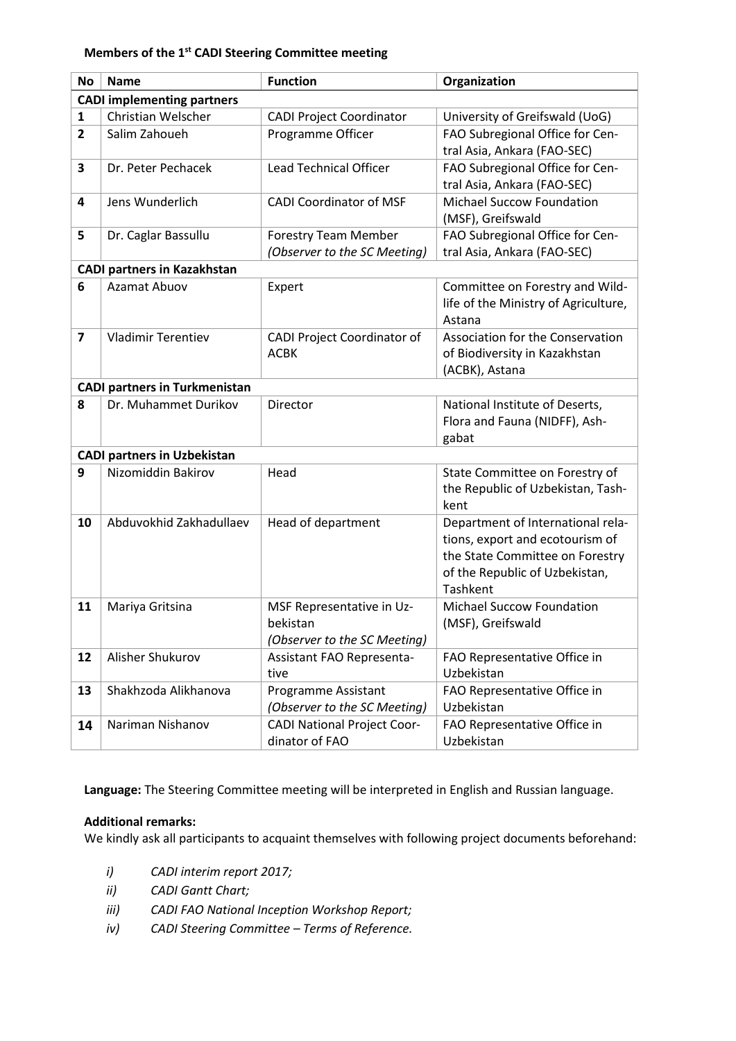**Members of the 1st CADI Steering Committee meeting**

| No | Name | Function | Organization |
|---|---|---|---|
| **CADI implementing partners** | | | |
| **1** | Christian Welscher | CADI Project Coordinator | University of Greifswald (UoG) |
| **2** | Salim Zahoueh | Programme Officer | FAO Subregional Office for Central Asia, Ankara (FAO-SEC) |
| **3** | Dr. Peter Pechacek | Lead Technical Officer | FAO Subregional Office for Central Asia, Ankara (FAO-SEC) |
| **4** | Jens Wunderlich | CADI Coordinator of MSF | Michael Succow Foundation (MSF), Greifswald |
| **5** | Dr. Caglar Bassullu | Forestry Team Member *(Observer to the SC Meeting)* | FAO Subregional Office for Central Asia, Ankara (FAO-SEC) |
| **CADI partners in Kazakhstan** | | | |
| **6** | Azamat Abuov | Expert | Committee on Forestry and Wildlife of the Ministry of Agriculture, Astana |
| **7** | Vladimir Terentiev | CADI Project Coordinator of ACBK | Association for the Conservation of Biodiversity in Kazakhstan (ACBK), Astana |
| **CADI partners in Turkmenistan** | | | |
| **8** | Dr. Muhammet Durikov | Director | National Institute of Deserts, Flora and Fauna (NIDFF), Ashgabat |
| **CADI partners in Uzbekistan** | | | |
| **9** | Nizomiddin Bakirov | Head | State Committee on Forestry of the Republic of Uzbekistan, Tashkent |
| **10** | Abduvokhid Zakhadullaev | Head of department | Department of International relations, export and ecotourism of the State Committee on Forestry of the Republic of Uzbekistan, Tashkent |
| **11** | Mariya Gritsina | MSF Representative in Uzbekistan *(Observer to the SC Meeting)* | Michael Succow Foundation (MSF), Greifswald |
| **12** | Alisher Shukurov | Assistant FAO Representative | FAO Representative Office in Uzbekistan |
| **13** | Shakhzoda Alikhanova | Programme Assistant *(Observer to the SC Meeting)* | FAO Representative Office in Uzbekistan |
| **14** | Nariman Nishanov | CADI National Project Coordinator of FAO | FAO Representative Office in Uzbekistan |

**Language:** The Steering Committee meeting will be interpreted in English and Russian language.

**Additional remarks:**

We kindly ask all participants to acquaint themselves with following project documents beforehand:

*i) CADI interim report 2017;*

*ii) CADI Gantt Chart;*

*iii) CADI FAO National Inception Workshop Report;*

*iv) CADI Steering Committee – Terms of Reference.*